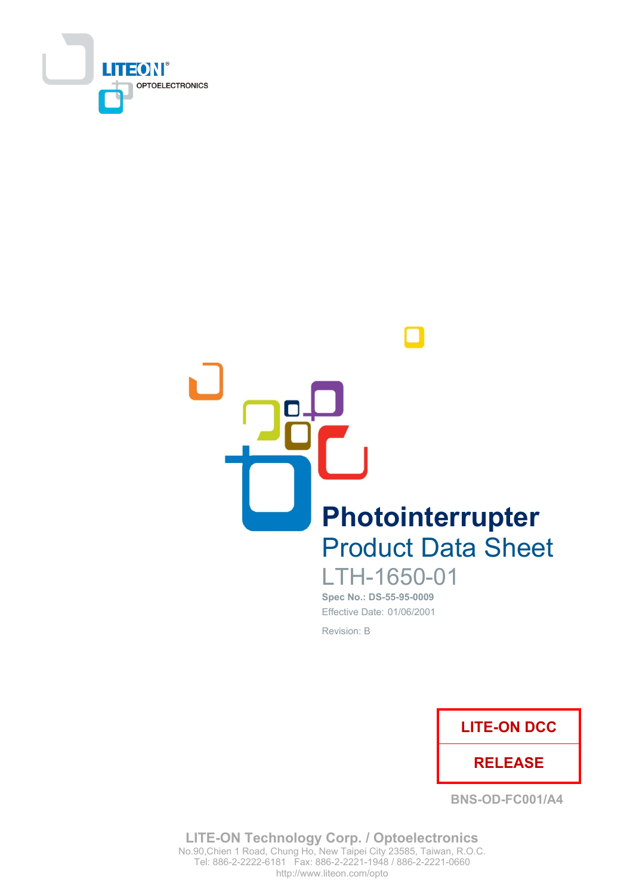LITEON OPTOELECTRONICS

# Photointerrupter

## Product Data Sheet

LTH-1650-01

**Spec No.: DS-55-95-0009**

Effective Date: 01/06/2001

Revision: B

| LITE-ON DCC |
|---|
| RELEASE |

BNS-OD-FC001/A4

**LITE-ON Technology Corp. / Optoelectronics**

No.90,Chien 1 Road, Chung Ho, New Taipei City 23585, Taiwan, R.O.C.

Tel: 886-2-2222-6181 Fax: 886-2-2221-1948 / 886-2-2221-0660

http://www.liteon.com/opto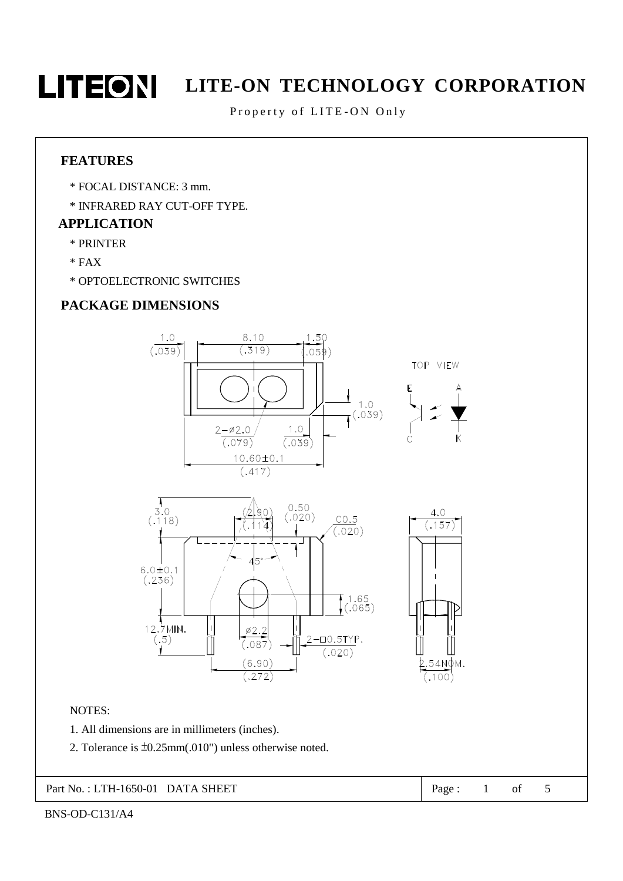## FEATURES

* FOCAL DISTANCE: 3 mm.
* INFRARED RAY CUT-OFF TYPE.

## APPLICATION

* PRINTER
* FAX
* OPTOELECTRONIC SWITCHES

## PACKAGE DIMENSIONS

NOTES:

1. All dimensions are in millimeters (inches).
2. Tolerance is ±0.25mm(.010") unless otherwise noted.

Part No. : LTH-1650-01 DATA SHEET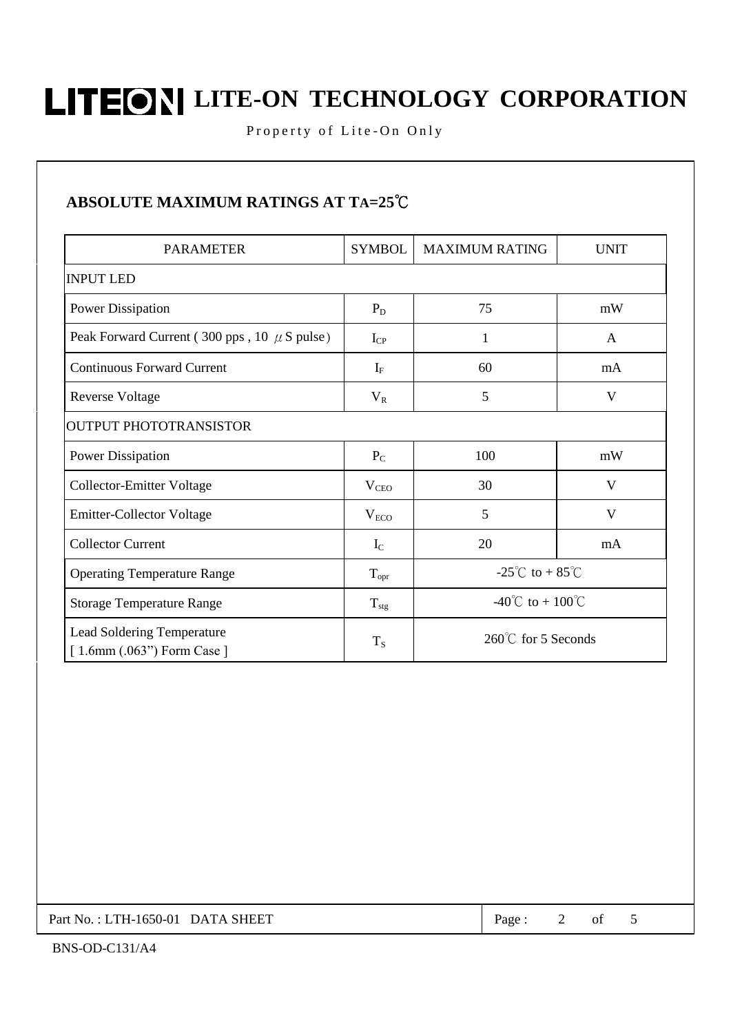## ABSOLUTE MAXIMUM RATINGS AT $T_A$=25℃

| PARAMETER | SYMBOL | MAXIMUM RATING | UNIT |
|---|---|---|---|
| INPUT LED | | | |
| Power Dissipation | $P_D$ | 75 | mW |
| Peak Forward Current ( 300 pps , 10 μS pulse) | $I_{CP}$ | 1 | A |
| Continuous Forward Current | $I_F$ | 60 | mA |
| Reverse Voltage | $V_R$ | 5 | V |
| OUTPUT PHOTOTRANSISTOR | | | |
| Power Dissipation | $P_C$ | 100 | mW |
| Collector-Emitter Voltage | $V_{CEO}$ | 30 | V |
| Emitter-Collector Voltage | $V_{ECO}$ | 5 | V |
| Collector Current | $I_C$ | 20 | mA |
| Operating Temperature Range | $T_{opr}$ | -25℃ to + 85℃ | |
| Storage Temperature Range | $T_{stg}$ | -40℃ to + 100℃ | |
| Lead Soldering Temperature [ 1.6mm (.063") Form Case ] | $T_S$ | 260℃ for 5 Seconds | |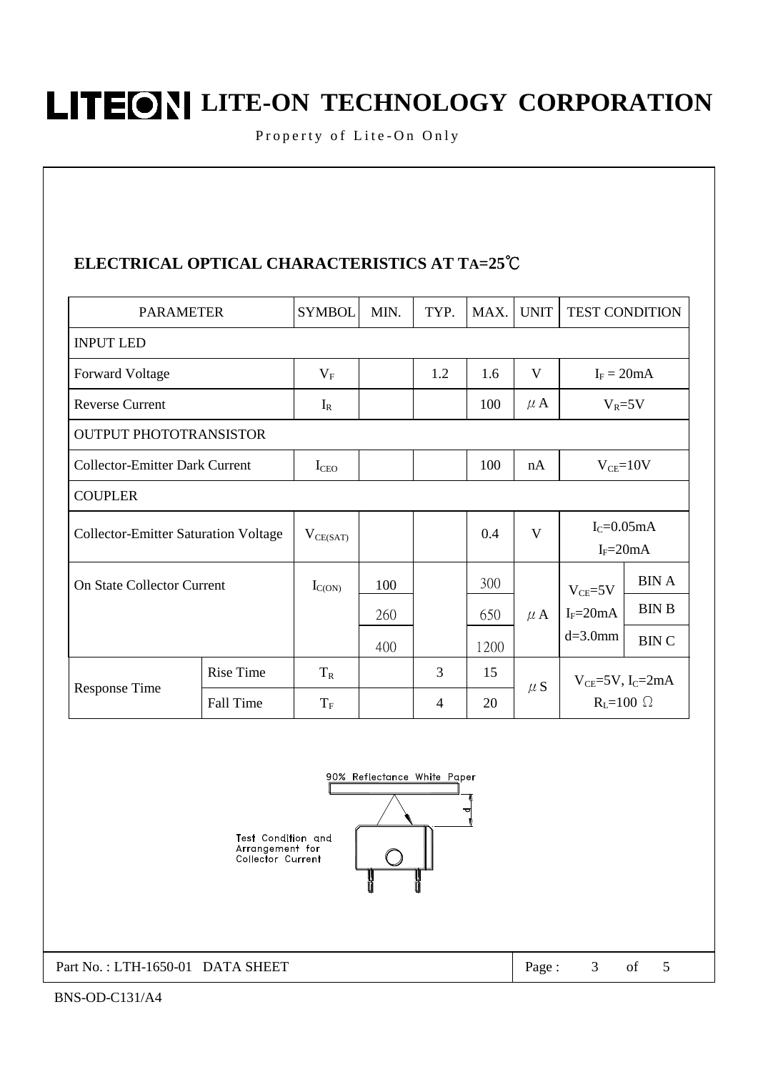## ELECTRICAL OPTICAL CHARACTERISTICS AT TA=25℃

| PARAMETER | | SYMBOL | MIN. | TYP. | MAX. | UNIT | TEST CONDITION | |
|---|---|---|---|---|---|---|---|---|
| INPUT LED | | | | | | | | |
| Forward Voltage | | $V_F$ | | 1.2 | 1.6 | V | $I_F = 20mA$ | |
| Reverse Current | | $I_R$ | | | 100 | μA | $V_R=5V$ | |
| OUTPUT PHOTOTRANSISTOR | | | | | | | | |
| Collector-Emitter Dark Current | | $I_{CEO}$ | | | 100 | nA | $V_{CE}=10V$ | |
| COUPLER | | | | | | | | |
| Collector-Emitter Saturation Voltage | | $V_{CE(SAT)}$ | | | 0.4 | V | $I_C=0.05mA$ $I_F=20mA$ | |
| On State Collector Current | | $I_{C(ON)}$ | 100 | | 300 | μA | $V_{CE}=5V$ $I_F=20mA$ d=3.0mm | BIN A |
| | | | 260 | | 650 | | | BIN B |
| | | | 400 | | 1200 | | | BIN C |
| Response Time | Rise Time | $T_R$ | | 3 | 15 | μS | $V_{CE}=5V$, $I_C=2mA$ $R_L=100\ \Omega$ | |
| | Fall Time | $T_F$ | | 4 | 20 | | | |

90% Reflectance White Paper

d

Test Condition and Arrangement for Collector Current

Part No. : LTH-1650-01 DATA SHEET

BNS-OD-C131/A4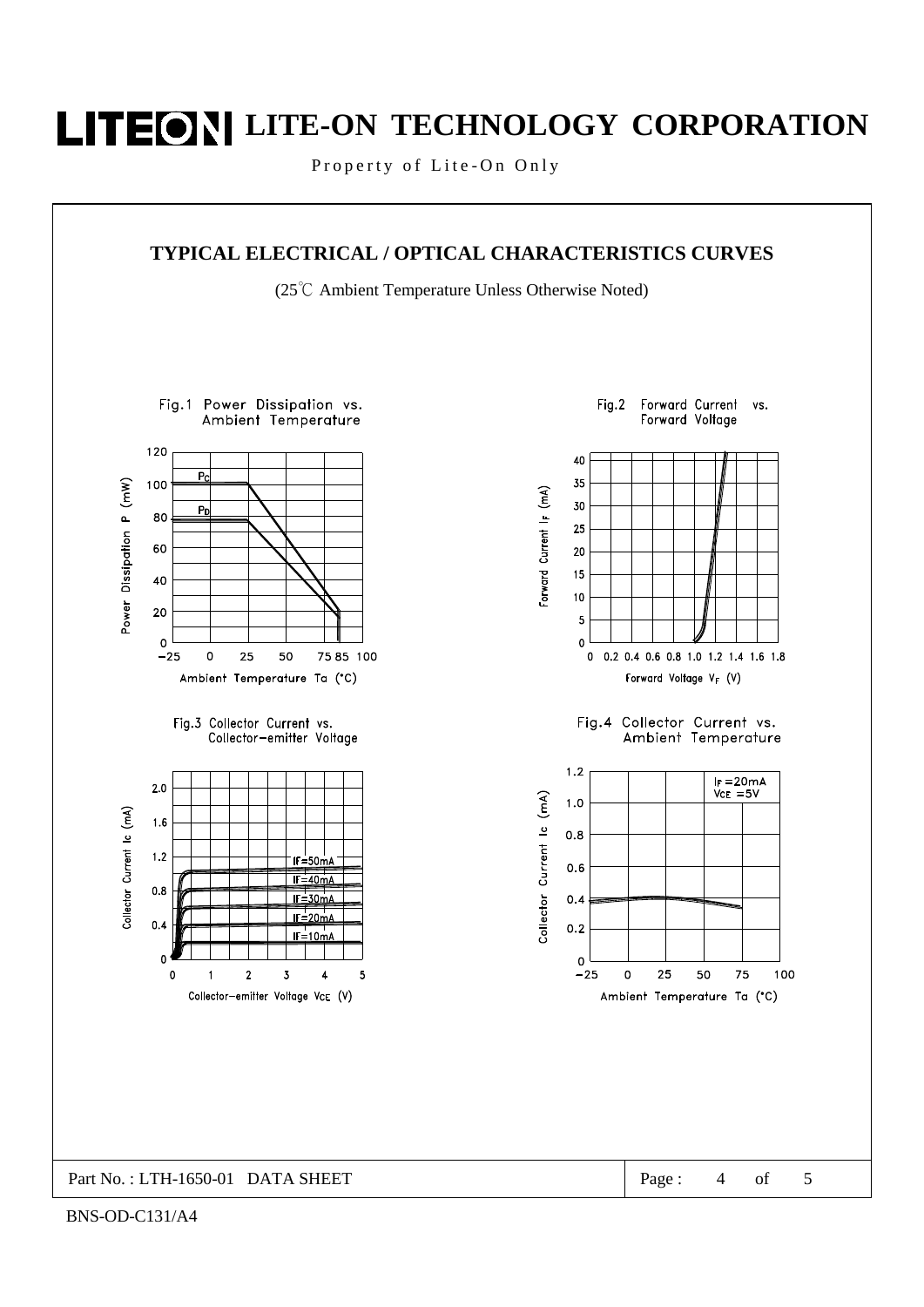## TYPICAL ELECTRICAL / OPTICAL CHARACTERISTICS CURVES

(25℃ Ambient Temperature Unless Otherwise Noted)

Fig.1 Power Dissipation vs. Ambient Temperature

Fig.2 Forward Current vs. Forward Voltage

Fig.3 Collector Current vs. Collector-emitter Voltage

Fig.4 Collector Current vs. Ambient Temperature

Part No. : LTH-1650-01 DATA SHEET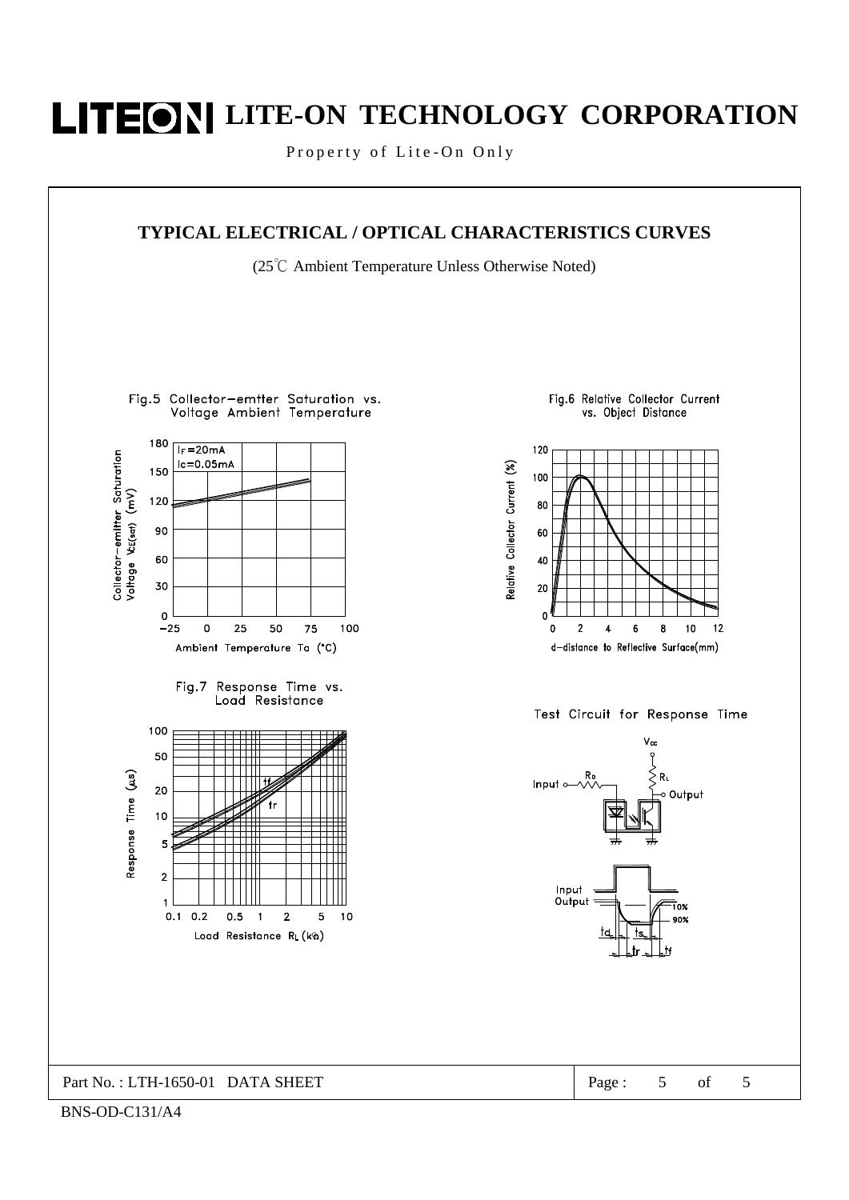# TYPICAL ELECTRICAL / OPTICAL CHARACTERISTICS CURVES

(25℃ Ambient Temperature Unless Otherwise Noted)

Fig.5 Collector–emtter Saturation vs. Voltage Ambient Temperature

$I_F$=20mA
Ic=0.05mA

Collector–emitter Saturation Voltage $V_{CE(sat)}$ (mV)

180
150
120
90
60
30
0

−25 0 25 50 75 100

Ambient Temperature Ta (°C)

Fig.6 Relative Collector Current vs. Object Distance

Relative Collector Current (%)

120
100
80
60
40
20
0

0 2 4 6 8 10 12

d–distance to Reflective Surface(mm)

Fig.7 Response Time vs. Load Resistance

Response Time (μs)

100
50
20
10
5
2
1

tf
tr

0.1 0.2 0.5 1 2 5 10

Load Resistance $R_L$ (kΩ)

Test Circuit for Response Time

Vcc
Input
$R_D$
$R_L$
Output

Input
Output
10%
90%
td
ts
tr
tf